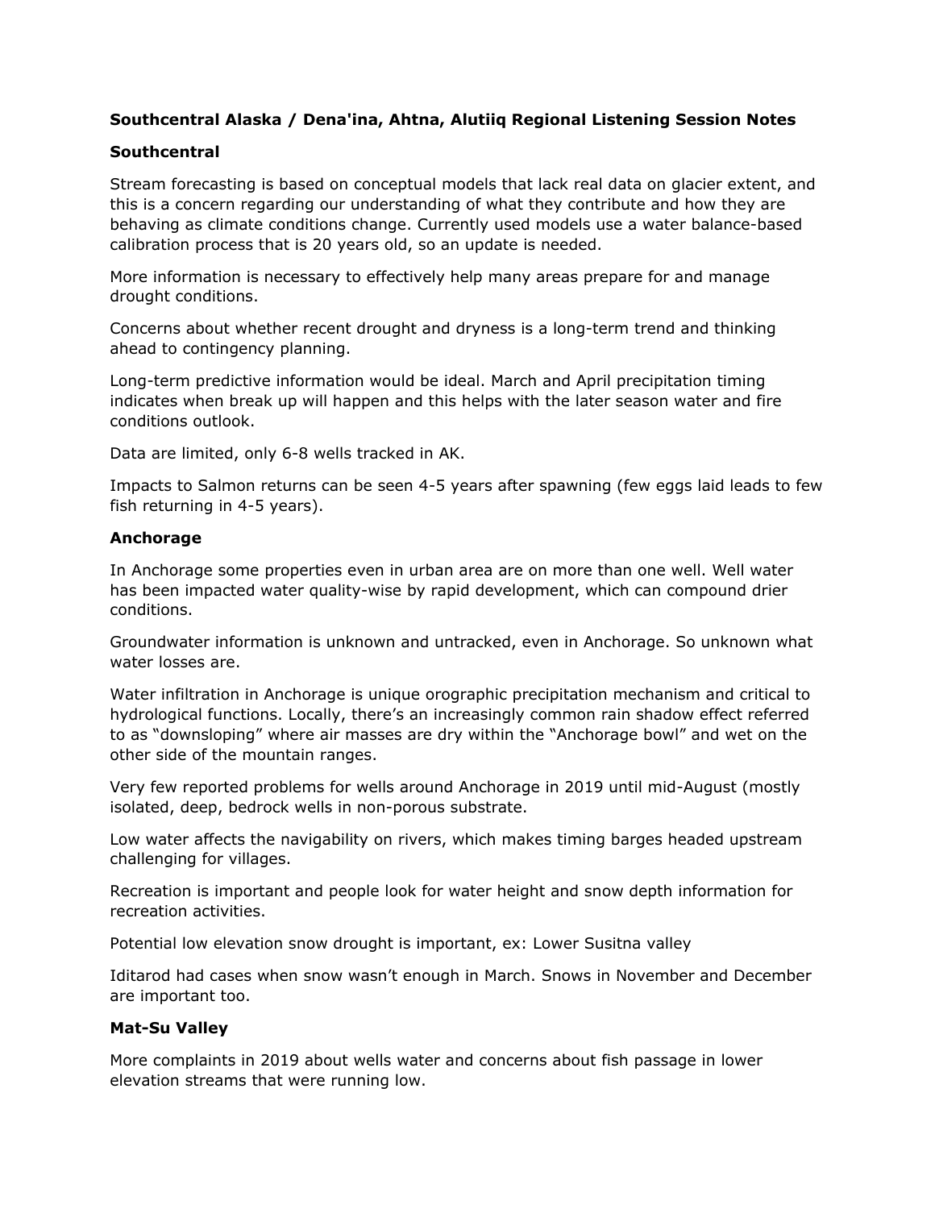**Southcentral Alaska / Dena'ina, Ahtna, Alutiiq Regional Listening Session Notes**

**Southcentral**

Stream forecasting is based on conceptual models that lack real data on glacier extent, and this is a concern regarding our understanding of what they contribute and how they are behaving as climate conditions change. Currently used models use a water balance-based calibration process that is 20 years old, so an update is needed.

More information is necessary to effectively help many areas prepare for and manage drought conditions.

Concerns about whether recent drought and dryness is a long-term trend and thinking ahead to contingency planning.

Long-term predictive information would be ideal. March and April precipitation timing indicates when break up will happen and this helps with the later season water and fire conditions outlook.

Data are limited, only 6-8 wells tracked in AK.

Impacts to Salmon returns can be seen 4-5 years after spawning (few eggs laid leads to few fish returning in 4-5 years).

**Anchorage**

In Anchorage some properties even in urban area are on more than one well. Well water has been impacted water quality-wise by rapid development, which can compound drier conditions.

Groundwater information is unknown and untracked, even in Anchorage. So unknown what water losses are.

Water infiltration in Anchorage is unique orographic precipitation mechanism and critical to hydrological functions. Locally, there's an increasingly common rain shadow effect referred to as "downsloping" where air masses are dry within the "Anchorage bowl" and wet on the other side of the mountain ranges.

Very few reported problems for wells around Anchorage in 2019 until mid-August (mostly isolated, deep, bedrock wells in non-porous substrate.

Low water affects the navigability on rivers, which makes timing barges headed upstream challenging for villages.

Recreation is important and people look for water height and snow depth information for recreation activities.

Potential low elevation snow drought is important, ex: Lower Susitna valley

Iditarod had cases when snow wasn't enough in March. Snows in November and December are important too.

**Mat-Su Valley**

More complaints in 2019 about wells water and concerns about fish passage in lower elevation streams that were running low.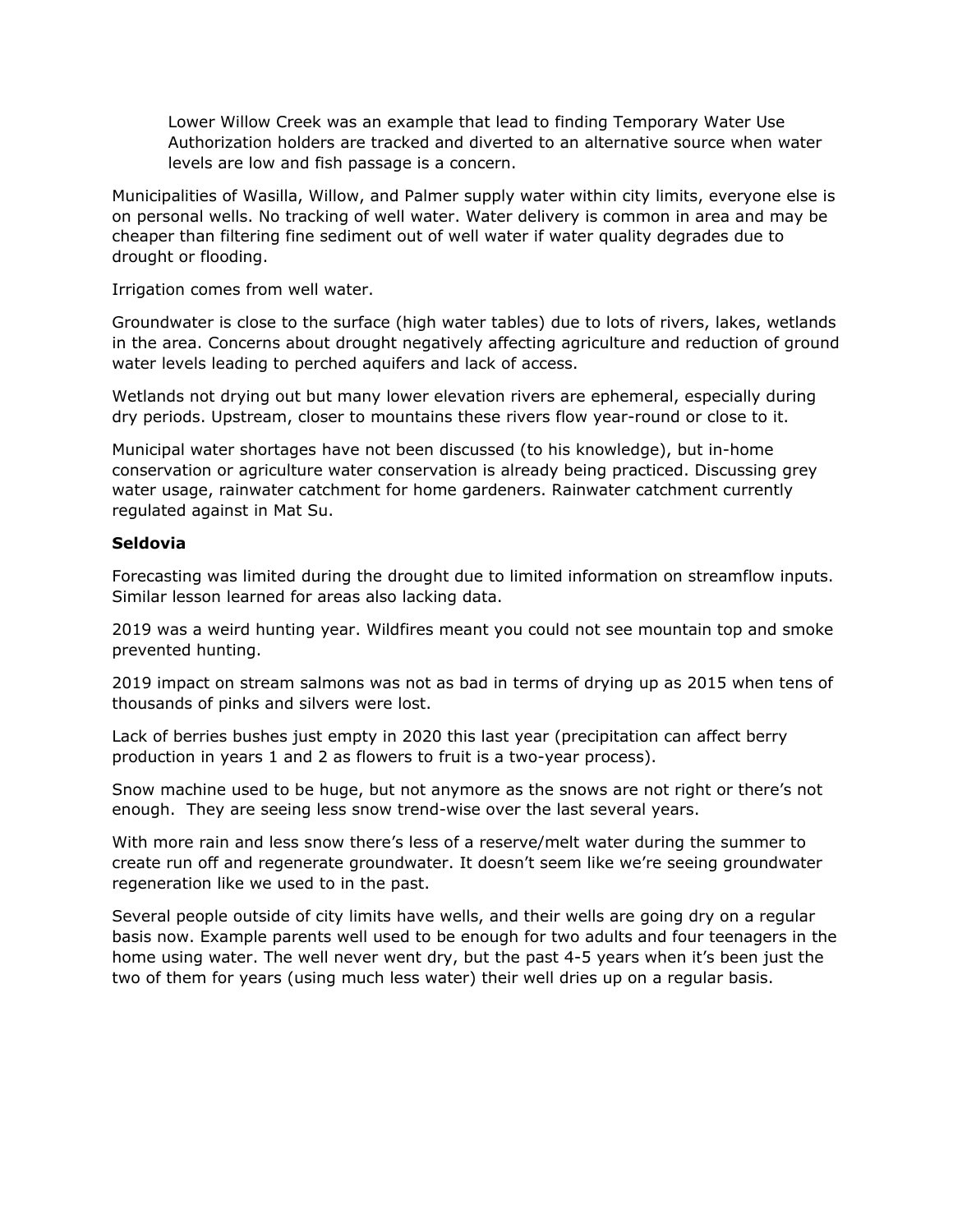> Lower Willow Creek was an example that lead to finding Temporary Water Use Authorization holders are tracked and diverted to an alternative source when water levels are low and fish passage is a concern.

Municipalities of Wasilla, Willow, and Palmer supply water within city limits, everyone else is on personal wells. No tracking of well water. Water delivery is common in area and may be cheaper than filtering fine sediment out of well water if water quality degrades due to drought or flooding.

Irrigation comes from well water.

Groundwater is close to the surface (high water tables) due to lots of rivers, lakes, wetlands in the area. Concerns about drought negatively affecting agriculture and reduction of ground water levels leading to perched aquifers and lack of access.

Wetlands not drying out but many lower elevation rivers are ephemeral, especially during dry periods. Upstream, closer to mountains these rivers flow year-round or close to it.

Municipal water shortages have not been discussed (to his knowledge), but in-home conservation or agriculture water conservation is already being practiced. Discussing grey water usage, rainwater catchment for home gardeners. Rainwater catchment currently regulated against in Mat Su.

**Seldovia**

Forecasting was limited during the drought due to limited information on streamflow inputs. Similar lesson learned for areas also lacking data.

2019 was a weird hunting year. Wildfires meant you could not see mountain top and smoke prevented hunting.

2019 impact on stream salmons was not as bad in terms of drying up as 2015 when tens of thousands of pinks and silvers were lost.

Lack of berries bushes just empty in 2020 this last year (precipitation can affect berry production in years 1 and 2 as flowers to fruit is a two-year process).

Snow machine used to be huge, but not anymore as the snows are not right or there's not enough. They are seeing less snow trend-wise over the last several years.

With more rain and less snow there's less of a reserve/melt water during the summer to create run off and regenerate groundwater. It doesn't seem like we're seeing groundwater regeneration like we used to in the past.

Several people outside of city limits have wells, and their wells are going dry on a regular basis now. Example parents well used to be enough for two adults and four teenagers in the home using water. The well never went dry, but the past 4-5 years when it's been just the two of them for years (using much less water) their well dries up on a regular basis.